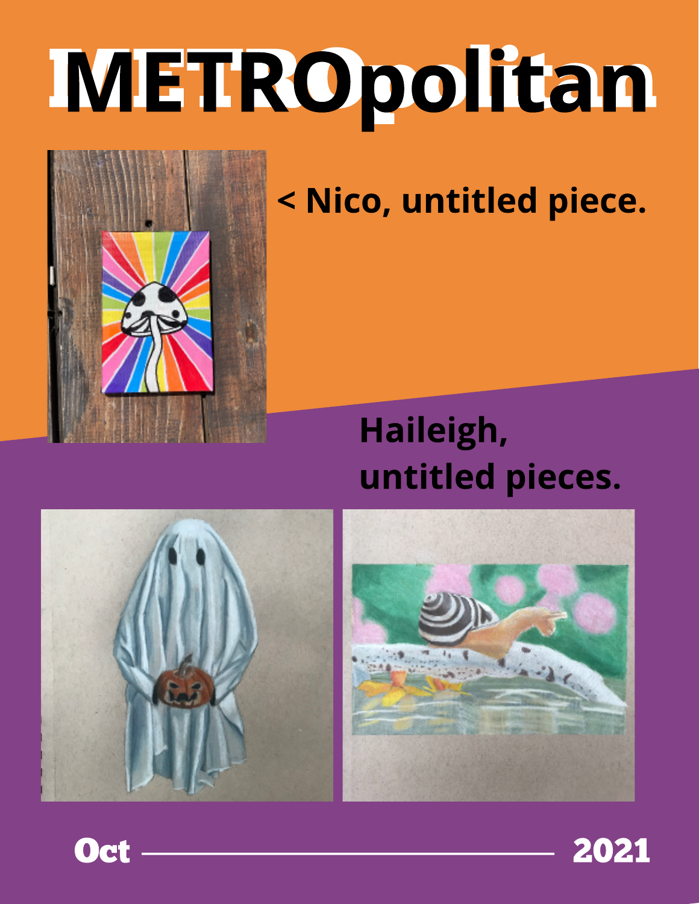# METROpolitan

< Nico, untitled piece.

Haileigh, untitled pieces.

Oct 2021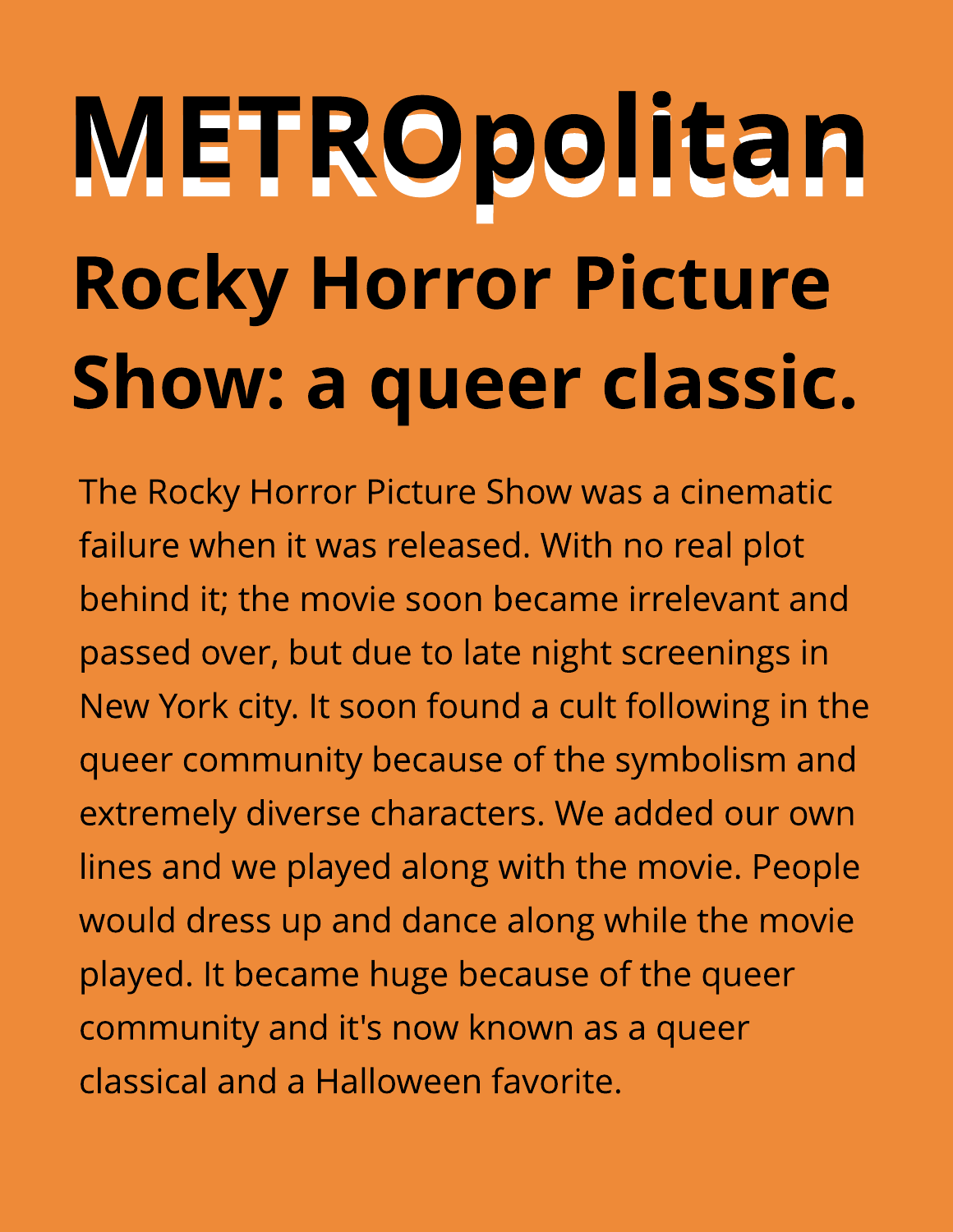# METROpolitan

## Rocky Horror Picture Show: a queer classic.

The Rocky Horror Picture Show was a cinematic failure when it was released. With no real plot behind it; the movie soon became irrelevant and passed over, but due to late night screenings in New York city. It soon found a cult following in the queer community because of the symbolism and extremely diverse characters. We added our own lines and we played along with the movie. People would dress up and dance along while the movie played. It became huge because of the queer community and it's now known as a queer classical and a Halloween favorite.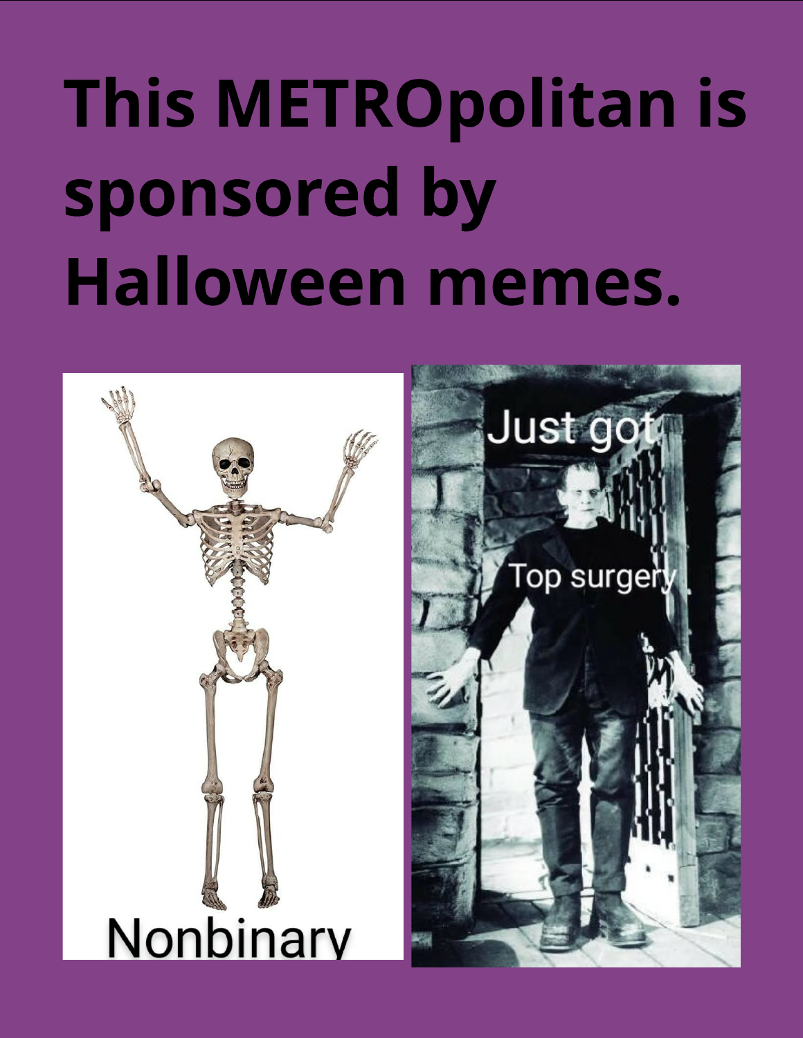# This METROpolitan is sponsored by Halloween memes.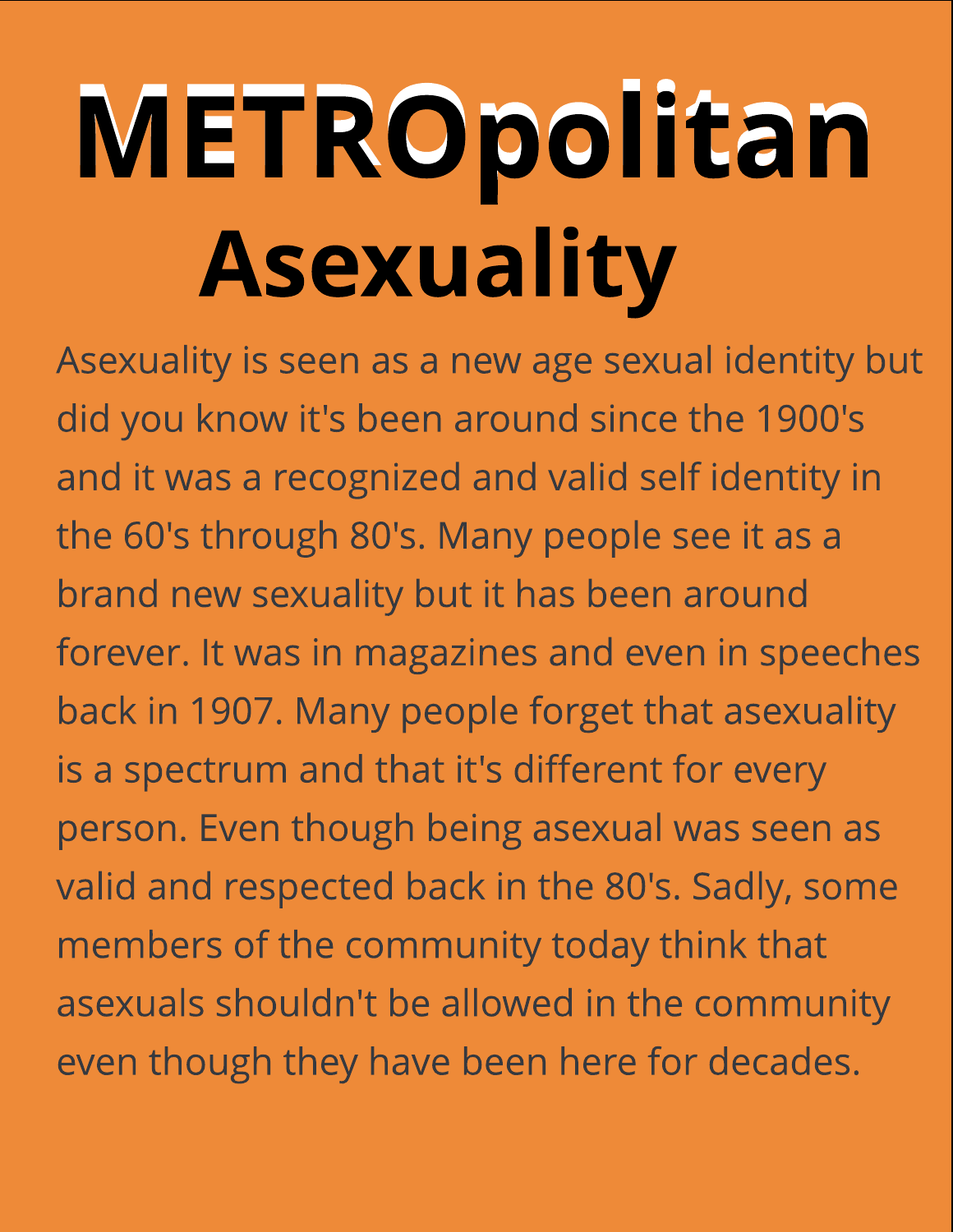# METROpolitan

## Asexuality

Asexuality is seen as a new age sexual identity but did you know it's been around since the 1900's and it was a recognized and valid self identity in the 60's through 80's. Many people see it as a brand new sexuality but it has been around forever. It was in magazines and even in speeches back in 1907. Many people forget that asexuality is a spectrum and that it's different for every person. Even though being asexual was seen as valid and respected back in the 80's. Sadly, some members of the community today think that asexuals shouldn't be allowed in the community even though they have been here for decades.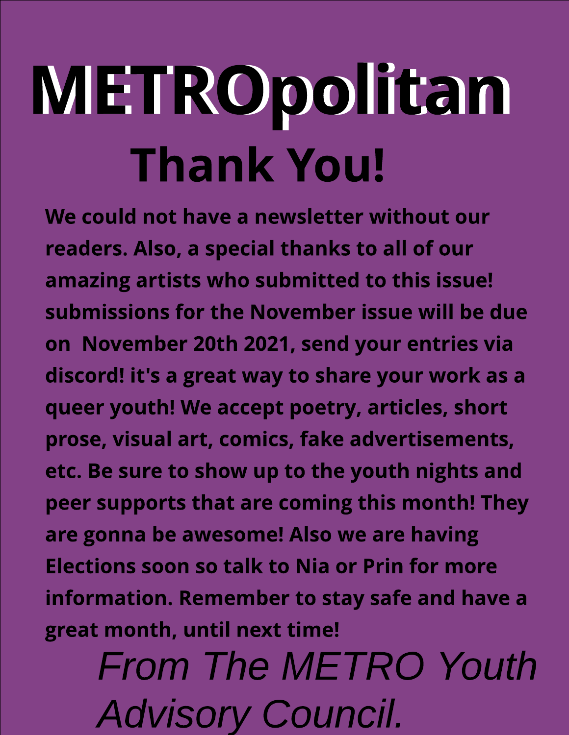# METROpolitan

## Thank You!

**We could not have a newsletter without our readers. Also, a special thanks to all of our amazing artists who submitted to this issue! submissions for the November issue will be due on November 20th 2021, send your entries via discord! it's a great way to share your work as a queer youth! We accept poetry, articles, short prose, visual art, comics, fake advertisements, etc. Be sure to show up to the youth nights and peer supports that are coming this month! They are gonna be awesome! Also we are having Elections soon so talk to Nia or Prin for more information. Remember to stay safe and have a great month, until next time!**

*From The METRO Youth Advisory Council.*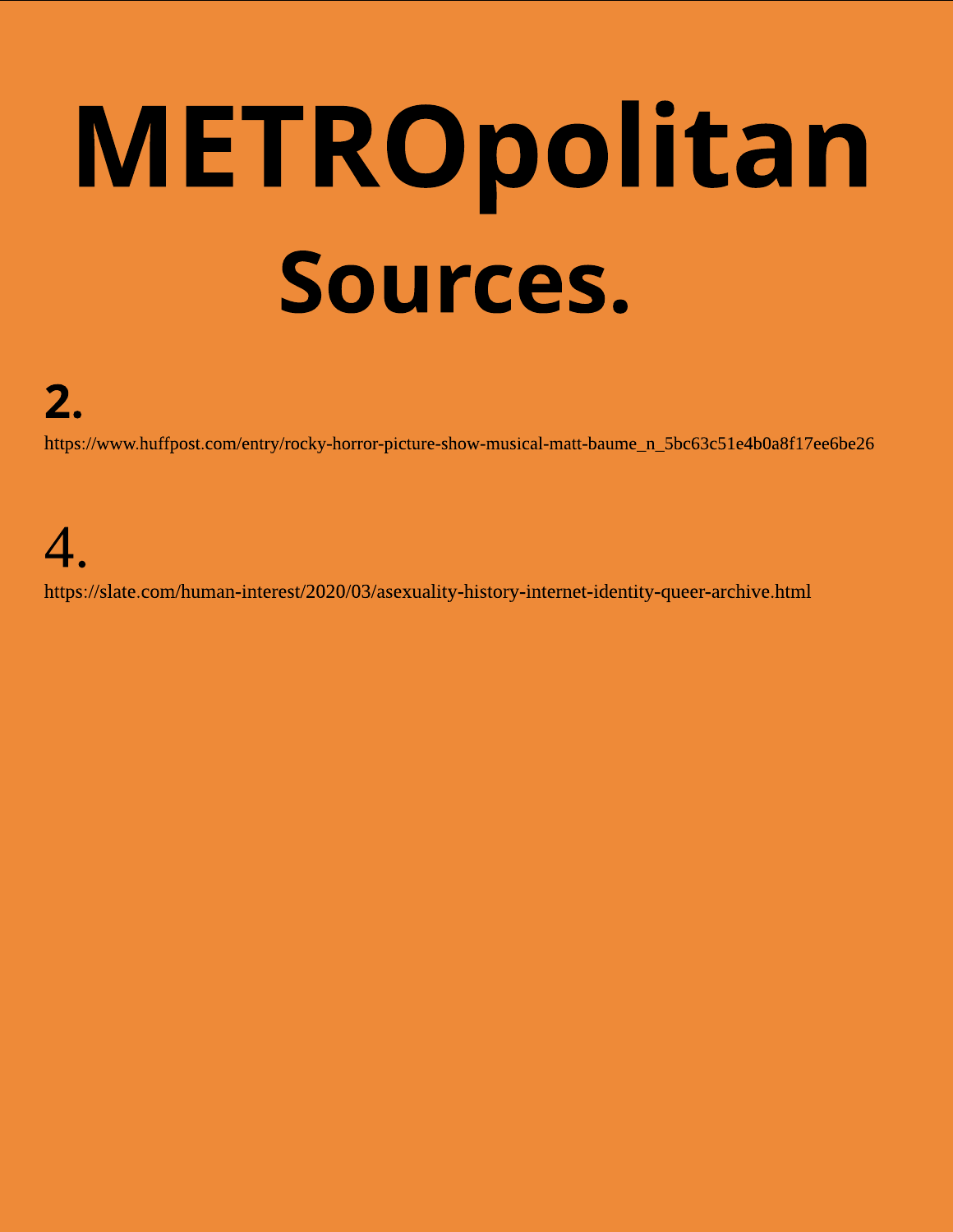# METROpolitan

## Sources.

**2.**

https://www.huffpost.com/entry/rocky-horror-picture-show-musical-matt-baume_n_5bc63c51e4b0a8f17ee6be26

4.

https://slate.com/human-interest/2020/03/asexuality-history-internet-identity-queer-archive.html